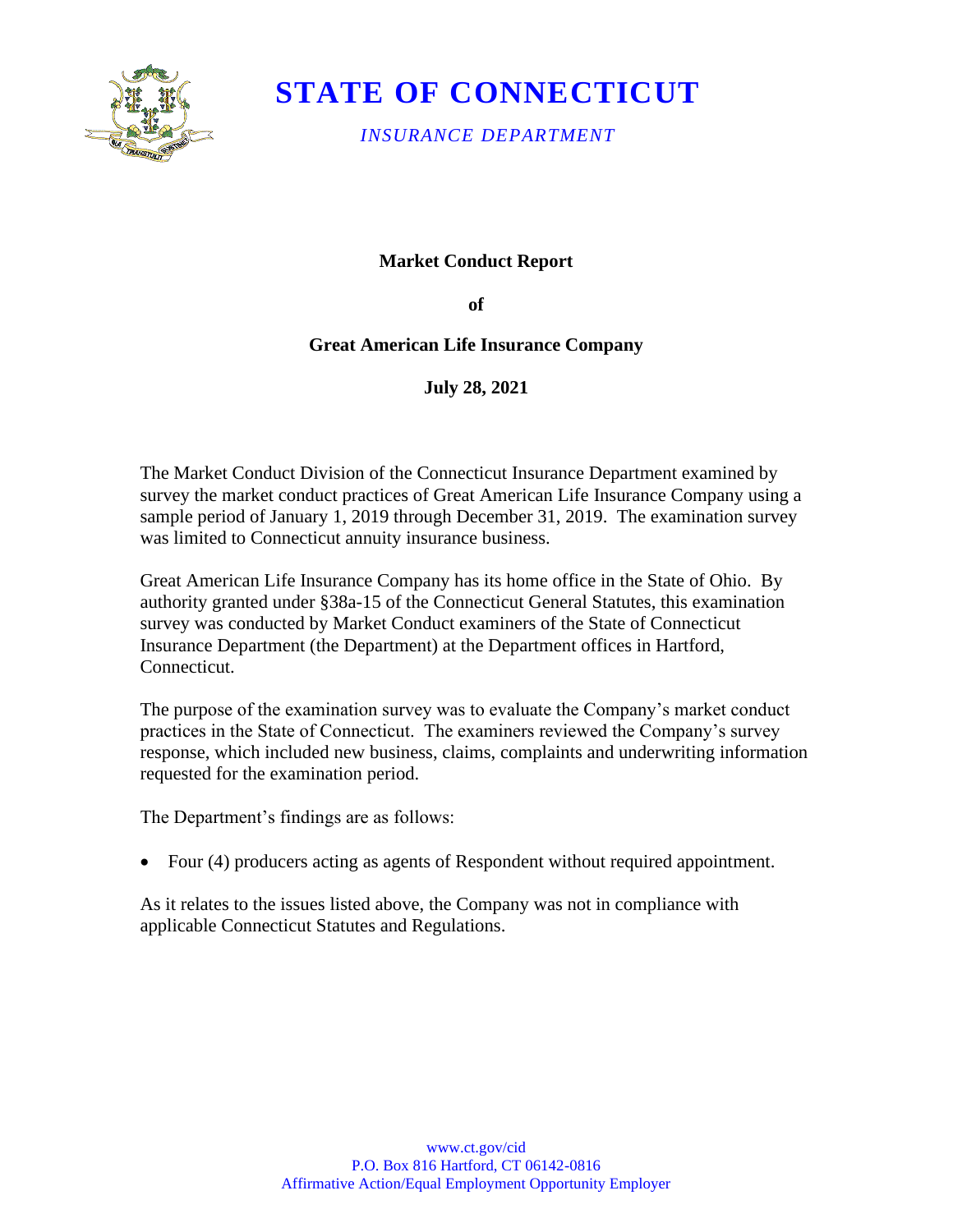# STATE OF CONNECTICUT

*INSURANCE DEPARTMENT*

**Market Conduct Report**

**of**

**Great American Life Insurance Company**

**July 28, 2021**

The Market Conduct Division of the Connecticut Insurance Department examined by survey the market conduct practices of Great American Life Insurance Company using a sample period of January 1, 2019 through December 31, 2019. The examination survey was limited to Connecticut annuity insurance business.

Great American Life Insurance Company has its home office in the State of Ohio. By authority granted under §38a-15 of the Connecticut General Statutes, this examination survey was conducted by Market Conduct examiners of the State of Connecticut Insurance Department (the Department) at the Department offices in Hartford, Connecticut.

The purpose of the examination survey was to evaluate the Company's market conduct practices in the State of Connecticut. The examiners reviewed the Company's survey response, which included new business, claims, complaints and underwriting information requested for the examination period.

The Department's findings are as follows:

- Four (4) producers acting as agents of Respondent without required appointment.

As it relates to the issues listed above, the Company was not in compliance with applicable Connecticut Statutes and Regulations.

www.ct.gov/cid
P.O. Box 816 Hartford, CT 06142-0816
Affirmative Action/Equal Employment Opportunity Employer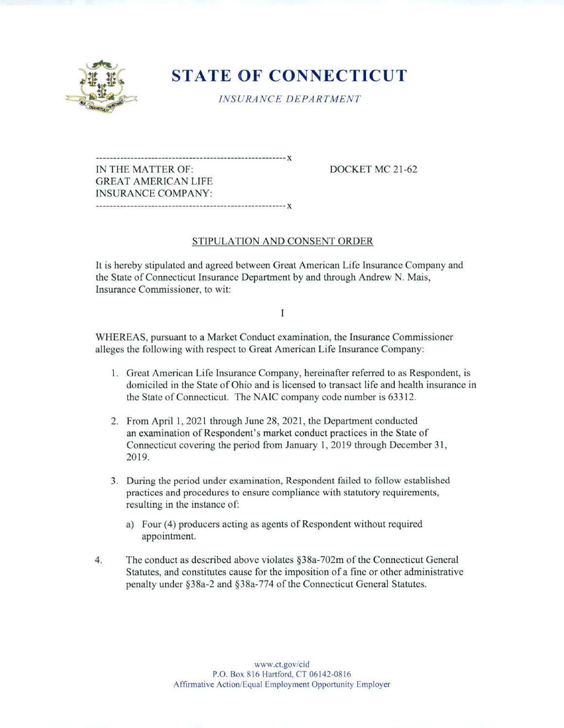# STATE OF CONNECTICUT

*INSURANCE DEPARTMENT*

```
-------------------------------------------------------x
IN THE MATTER OF:                                         DOCKET MC 21-62
GREAT AMERICAN LIFE
INSURANCE COMPANY:
-------------------------------------------------------x
```

## STIPULATION AND CONSENT ORDER

It is hereby stipulated and agreed between Great American Life Insurance Company and the State of Connecticut Insurance Department by and through Andrew N. Mais, Insurance Commissioner, to wit:

I

WHEREAS, pursuant to a Market Conduct examination, the Insurance Commissioner alleges the following with respect to Great American Life Insurance Company:

1. Great American Life Insurance Company, hereinafter referred to as Respondent, is domiciled in the State of Ohio and is licensed to transact life and health insurance in the State of Connecticut. The NAIC company code number is 63312.

2. From April 1, 2021 through June 28, 2021, the Department conducted an examination of Respondent's market conduct practices in the State of Connecticut covering the period from January 1, 2019 through December 31, 2019.

3. During the period under examination, Respondent failed to follow established practices and procedures to ensure compliance with statutory requirements, resulting in the instance of:

   a) Four (4) producers acting as agents of Respondent without required appointment.

4. The conduct as described above violates §38a-702m of the Connecticut General Statutes, and constitutes cause for the imposition of a fine or other administrative penalty under §38a-2 and §38a-774 of the Connecticut General Statutes.

www.ct.gov/cid
P.O. Box 816 Hartford, CT 06142-0816
Affirmative Action/Equal Employment Opportunity Employer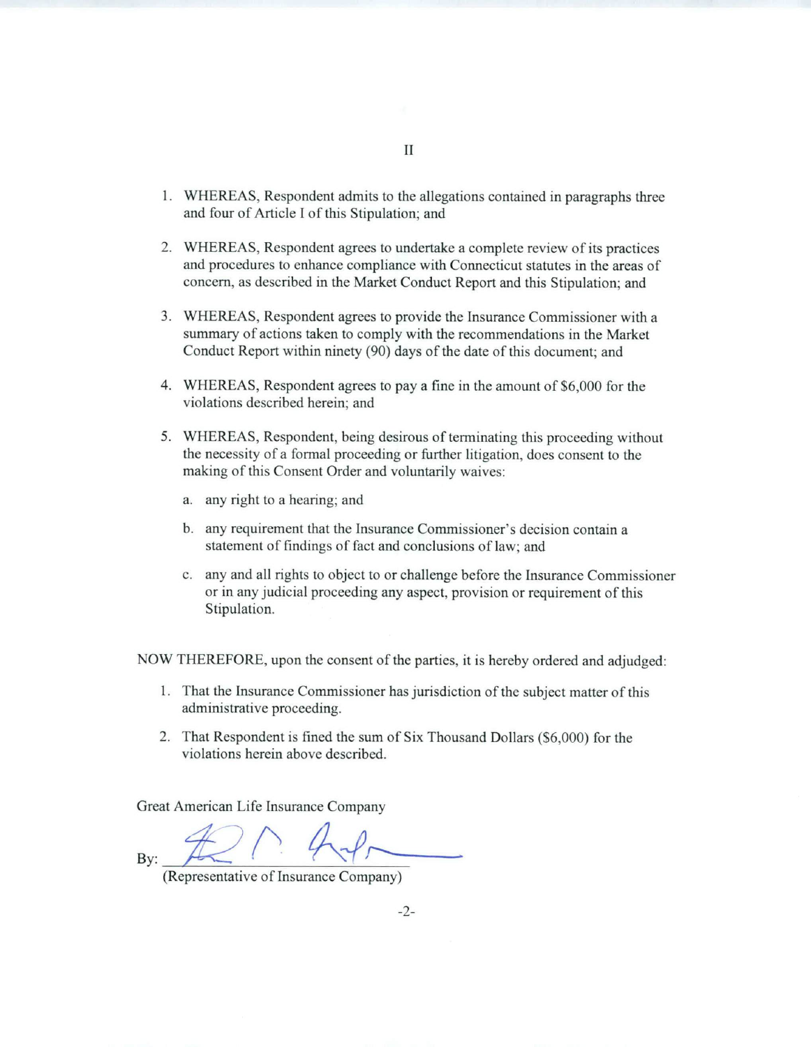II

1. WHEREAS, Respondent admits to the allegations contained in paragraphs three and four of Article I of this Stipulation; and

2. WHEREAS, Respondent agrees to undertake a complete review of its practices and procedures to enhance compliance with Connecticut statutes in the areas of concern, as described in the Market Conduct Report and this Stipulation; and

3. WHEREAS, Respondent agrees to provide the Insurance Commissioner with a summary of actions taken to comply with the recommendations in the Market Conduct Report within ninety (90) days of the date of this document; and

4. WHEREAS, Respondent agrees to pay a fine in the amount of $6,000 for the violations described herein; and

5. WHEREAS, Respondent, being desirous of terminating this proceeding without the necessity of a formal proceeding or further litigation, does consent to the making of this Consent Order and voluntarily waives:

   a. any right to a hearing; and

   b. any requirement that the Insurance Commissioner's decision contain a statement of findings of fact and conclusions of law; and

   c. any and all rights to object to or challenge before the Insurance Commissioner or in any judicial proceeding any aspect, provision or requirement of this Stipulation.

NOW THEREFORE, upon the consent of the parties, it is hereby ordered and adjudged:

1. That the Insurance Commissioner has jurisdiction of the subject matter of this administrative proceeding.

2. That Respondent is fined the sum of Six Thousand Dollars ($6,000) for the violations herein above described.

Great American Life Insurance Company

By: ______________________________
(Representative of Insurance Company)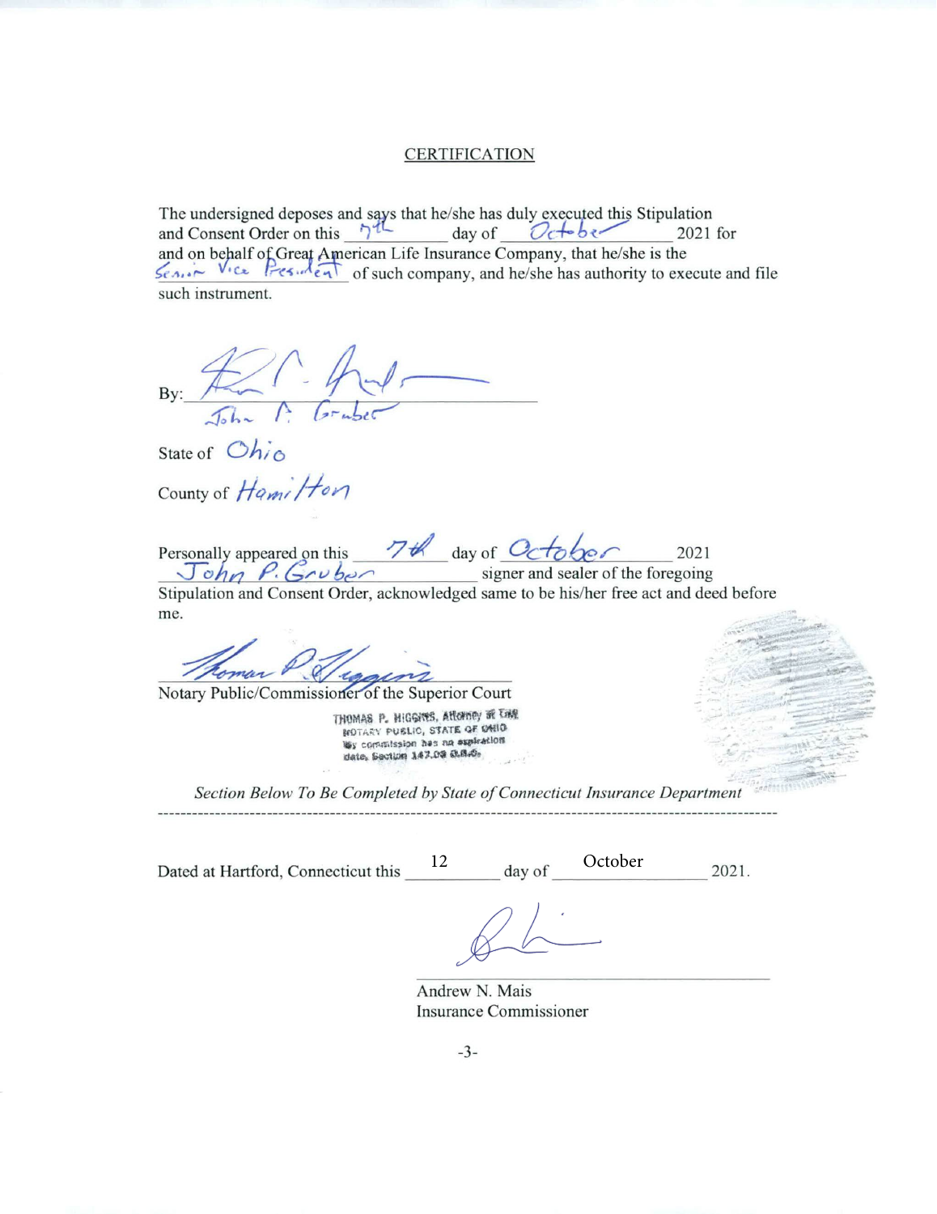CERTIFICATION

The undersigned deposes and says that he/she has duly executed this Stipulation and Consent Order on this 7th day of October 2021 for and on behalf of Great American Life Insurance Company, that he/she is the Senior Vice President of such company, and he/she has authority to execute and file such instrument.

By: ______________________________
John P. Gruber

State of Ohio

County of Hamilton

Personally appeared on this 7th day of October 2021 John P. Gruber signer and sealer of the foregoing Stipulation and Consent Order, acknowledged same to be his/her free act and deed before me.

______________________________
Notary Public/Commissioner of the Superior Court

THOMAS P. HIGGINS, Attorney at Law
NOTARY PUBLIC, STATE OF OHIO
My commission has no expiration date. Section 147.03 O.R.C.

*Section Below To Be Completed by State of Connecticut Insurance Department*

---

Dated at Hartford, Connecticut this 12 day of October 2021.

______________________________
Andrew N. Mais
Insurance Commissioner